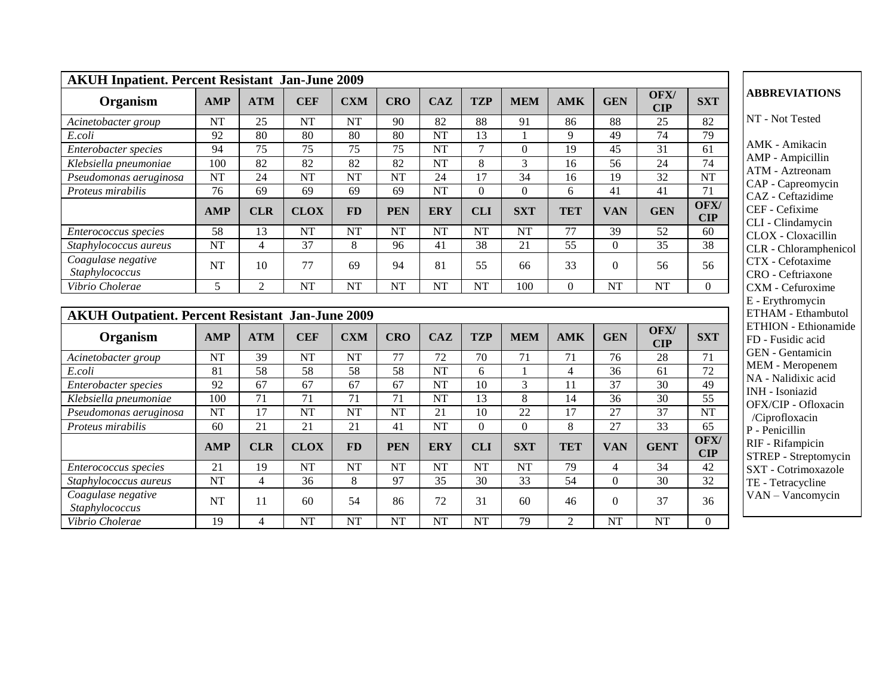| AKUH Inpatient. Percent Resistant Jan-June 2009 | | | | | | | | | | | | |
|---|---|---|---|---|---|---|---|---|---|---|---|---|
| **Organism** | **AMP** | **ATM** | **CEF** | **CXM** | **CRO** | **CAZ** | **TZP** | **MEM** | **AMK** | **GEN** | **OFX/ CIP** | **SXT** |
| *Acinetobacter group* | NT | 25 | NT | NT | 90 | 82 | 88 | 91 | 86 | 88 | 25 | 82 |
| *E.coli* | 92 | 80 | 80 | 80 | 80 | NT | 13 | 1 | 9 | 49 | 74 | 79 |
| *Enterobacter species* | 94 | 75 | 75 | 75 | 75 | NT | 7 | 0 | 19 | 45 | 31 | 61 |
| *Klebsiella pneumoniae* | 100 | 82 | 82 | 82 | 82 | NT | 8 | 3 | 16 | 56 | 24 | 74 |
| *Pseudomonas aeruginosa* | NT | 24 | NT | NT | NT | 24 | 17 | 34 | 16 | 19 | 32 | NT |
| *Proteus mirabilis* | 76 | 69 | 69 | 69 | 69 | NT | 0 | 0 | 6 | 41 | 41 | 71 |
| | **AMP** | **CLR** | **CLOX** | **FD** | **PEN** | **ERY** | **CLI** | **SXT** | **TET** | **VAN** | **GEN** | **OFX/ CIP** |
| *Enterococcus species* | 58 | 13 | NT | NT | NT | NT | NT | NT | 77 | 39 | 52 | 60 |
| *Staphylococcus aureus* | NT | 4 | 37 | 8 | 96 | 41 | 38 | 21 | 55 | 0 | 35 | 38 |
| *Coagulase negative Staphylococcus* | NT | 10 | 77 | 69 | 94 | 81 | 55 | 66 | 33 | 0 | 56 | 56 |
| *Vibrio Cholerae* | 5 | 2 | NT | NT | NT | NT | NT | 100 | 0 | NT | NT | 0 |

| AKUH Outpatient. Percent Resistant Jan-June 2009 | | | | | | | | | | | | |
|---|---|---|---|---|---|---|---|---|---|---|---|---|
| **Organism** | **AMP** | **ATM** | **CEF** | **CXM** | **CRO** | **CAZ** | **TZP** | **MEM** | **AMK** | **GEN** | **OFX/ CIP** | **SXT** |
| *Acinetobacter group* | NT | 39 | NT | NT | 77 | 72 | 70 | 71 | 71 | 76 | 28 | 71 |
| *E.coli* | 81 | 58 | 58 | 58 | 58 | NT | 6 | 1 | 4 | 36 | 61 | 72 |
| *Enterobacter species* | 92 | 67 | 67 | 67 | 67 | NT | 10 | 3 | 11 | 37 | 30 | 49 |
| *Klebsiella pneumoniae* | 100 | 71 | 71 | 71 | 71 | NT | 13 | 8 | 14 | 36 | 30 | 55 |
| *Pseudomonas aeruginosa* | NT | 17 | NT | NT | NT | 21 | 10 | 22 | 17 | 27 | 37 | NT |
| *Proteus mirabilis* | 60 | 21 | 21 | 21 | 41 | NT | 0 | 0 | 8 | 27 | 33 | 65 |
| | **AMP** | **CLR** | **CLOX** | **FD** | **PEN** | **ERY** | **CLI** | **SXT** | **TET** | **VAN** | **GENT** | **OFX/ CIP** |
| *Enterococcus species* | 21 | 19 | NT | NT | NT | NT | NT | NT | 79 | 4 | 34 | 42 |
| *Staphylococcus aureus* | NT | 4 | 36 | 8 | 97 | 35 | 30 | 33 | 54 | 0 | 30 | 32 |
| *Coagulase negative Staphylococcus* | NT | 11 | 60 | 54 | 86 | 72 | 31 | 60 | 46 | 0 | 37 | 36 |
| *Vibrio Cholerae* | 19 | 4 | NT | NT | NT | NT | NT | 79 | 2 | NT | NT | 0 |

**ABBREVIATIONS**

NT - Not Tested

AMK - Amikacin
AMP - Ampicillin
ATM - Aztreonam
CAP - Capreomycin
CAZ - Ceftazidime
CEF - Cefixime
CLI - Clindamycin
CLOX - Cloxacillin
CLR - Chloramphenicol
CTX - Cefotaxime
CRO - Ceftriaxone
CXM - Cefuroxime
E - Erythromycin
ETHAM - Ethambutol
ETHION - Ethionamide
FD - Fusidic acid
GEN - Gentamicin
MEM - Meropenem
NA - Nalidixic acid
INH - Isoniazid
OFX/CIP - Ofloxacin /Ciprofloxacin
P - Penicillin
RIF - Rifampicin
STREP - Streptomycin
SXT - Cotrimoxazole
TE - Tetracycline
VAN – Vancomycin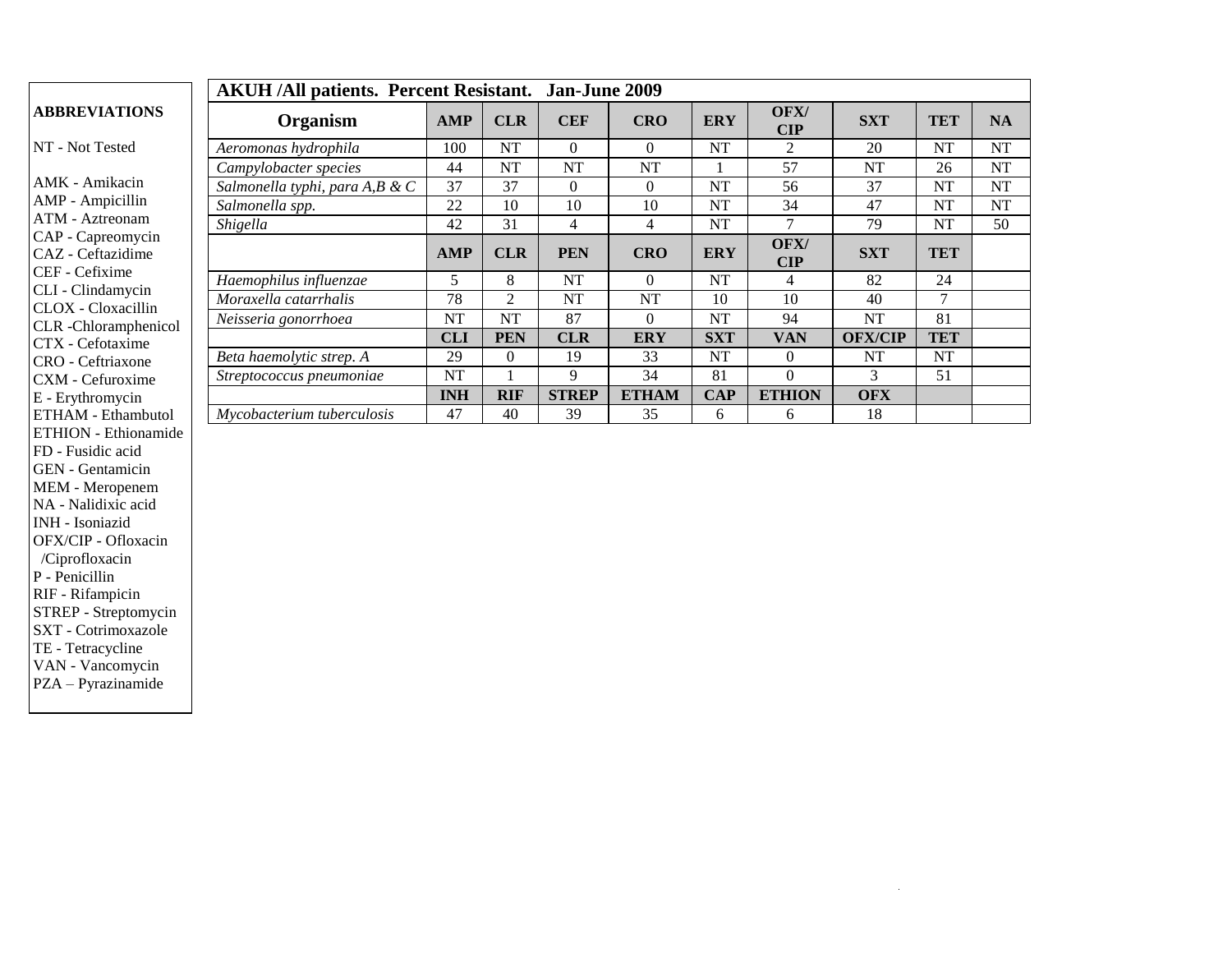**ABBREVIATIONS**

NT - Not Tested

AMK - Amikacin
AMP - Ampicillin
ATM - Aztreonam
CAP - Capreomycin
CAZ - Ceftazidime
CEF - Cefixime
CLI - Clindamycin
CLOX - Cloxacillin
CLR -Chloramphenicol
CTX - Cefotaxime
CRO - Ceftriaxone
CXM - Cefuroxime
E - Erythromycin
ETHAM - Ethambutol
ETHION - Ethionamide
FD - Fusidic acid
GEN - Gentamicin
MEM - Meropenem
NA - Nalidixic acid
INH - Isoniazid
OFX/CIP - Ofloxacin /Ciprofloxacin
P - Penicillin
RIF - Rifampicin
STREP - Streptomycin
SXT - Cotrimoxazole
TE - Tetracycline
VAN - Vancomycin
PZA – Pyrazinamide

**AKUH /All patients. Percent Resistant. Jan-June 2009**

| Organism | AMP | CLR | CEF | CRO | ERY | OFX/ CIP | SXT | TET | NA |
|---|---|---|---|---|---|---|---|---|---|
| *Aeromonas hydrophila* | 100 | NT | 0 | 0 | NT | 2 | 20 | NT | NT |
| *Campylobacter species* | 44 | NT | NT | NT | 1 | 57 | NT | 26 | NT |
| *Salmonella typhi, para A,B & C* | 37 | 37 | 0 | 0 | NT | 56 | 37 | NT | NT |
| *Salmonella spp.* | 22 | 10 | 10 | 10 | NT | 34 | 47 | NT | NT |
| *Shigella* | 42 | 31 | 4 | 4 | NT | 7 | 79 | NT | 50 |
| | **AMP** | **CLR** | **PEN** | **CRO** | **ERY** | **OFX/ CIP** | **SXT** | **TET** | |
| *Haemophilus influenzae* | 5 | 8 | NT | 0 | NT | 4 | 82 | 24 | |
| *Moraxella catarrhalis* | 78 | 2 | NT | NT | 10 | 10 | 40 | 7 | |
| *Neisseria gonorrhoea* | NT | NT | 87 | 0 | NT | 94 | NT | 81 | |
| | **CLI** | **PEN** | **CLR** | **ERY** | **SXT** | **VAN** | **OFX/CIP** | **TET** | |
| *Beta haemolytic strep. A* | 29 | 0 | 19 | 33 | NT | 0 | NT | NT | |
| *Streptococcus pneumoniae* | NT | 1 | 9 | 34 | 81 | 0 | 3 | 51 | |
| | **INH** | **RIF** | **STREP** | **ETHAM** | **CAP** | **ETHION** | **OFX** | | |
| *Mycobacterium tuberculosis* | 47 | 40 | 39 | 35 | 6 | 6 | 18 | | |